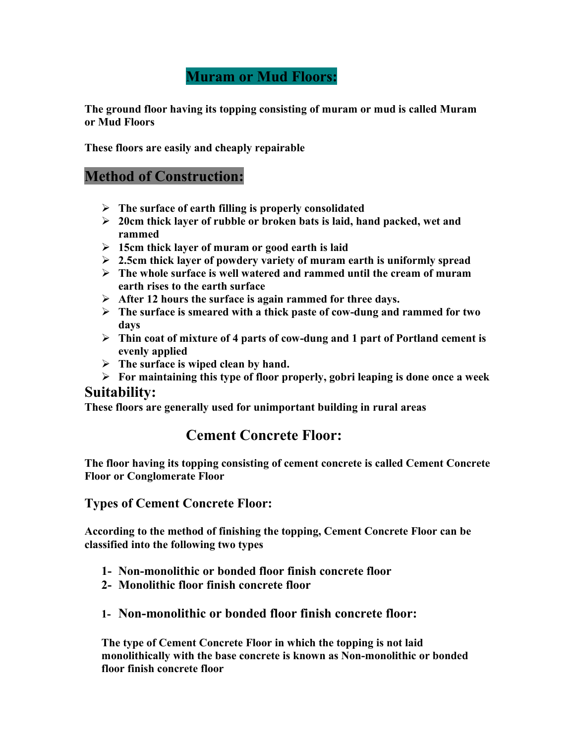# Muram or Mud Floors:

**The ground floor having its topping consisting of muram or mud is called Muram or Mud Floors**

**These floors are easily and cheaply repairable**

## Method of Construction:

- **The surface of earth filling is properly consolidated**
- **20cm thick layer of rubble or broken bats is laid, hand packed, wet and rammed**
- **15cm thick layer of muram or good earth is laid**
- **2.5cm thick layer of powdery variety of muram earth is uniformly spread**
- **The whole surface is well watered and rammed until the cream of muram earth rises to the earth surface**
- **After 12 hours the surface is again rammed for three days.**
- **The surface is smeared with a thick paste of cow-dung and rammed for two days**
- **Thin coat of mixture of 4 parts of cow-dung and 1 part of Portland cement is evenly applied**
- **The surface is wiped clean by hand.**
- **For maintaining this type of floor properly, gobri leaping is done once a week**

## Suitability:

**These floors are generally used for unimportant building in rural areas**

# Cement Concrete Floor:

**The floor having its topping consisting of cement concrete is called Cement Concrete Floor or Conglomerate Floor**

## Types of Cement Concrete Floor:

**According to the method of finishing the topping, Cement Concrete Floor can be classified into the following two types**

1. **Non-monolithic or bonded floor finish concrete floor**
2. **Monolithic floor finish concrete floor**

### 1- Non-monolithic or bonded floor finish concrete floor:

**The type of Cement Concrete Floor in which the topping is not laid monolithically with the base concrete is known as Non-monolithic or bonded floor finish concrete floor**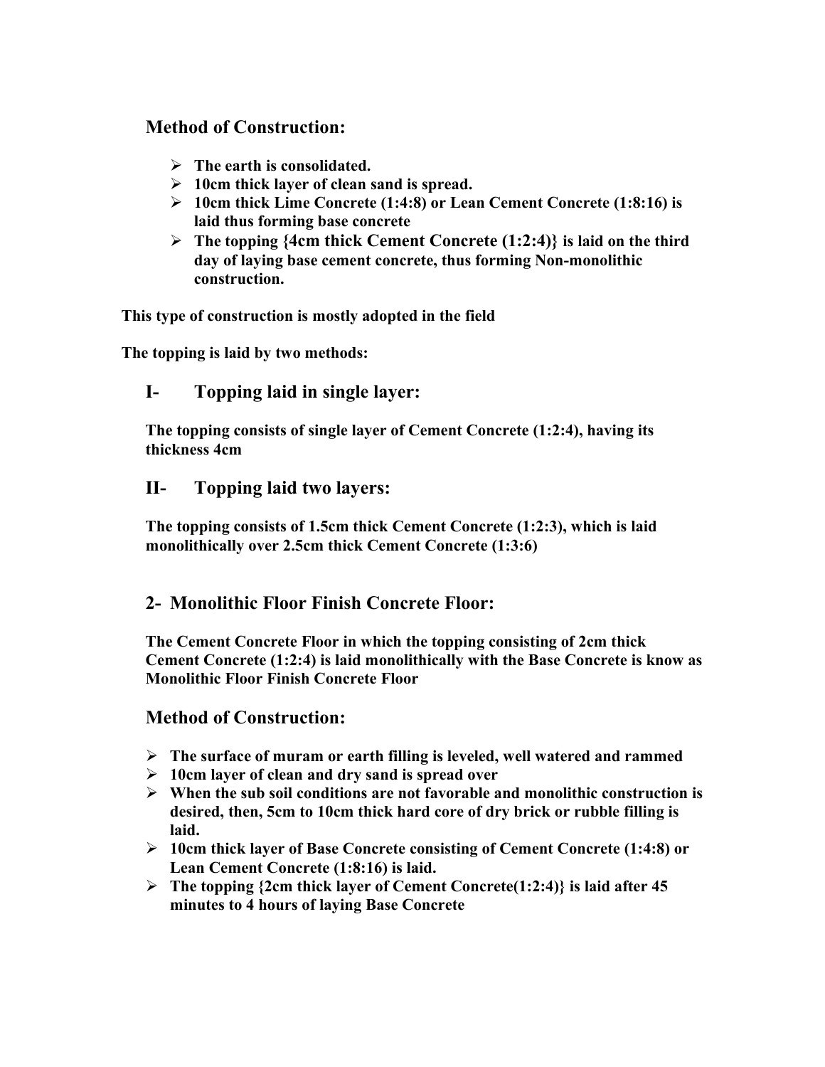## Method of Construction:

- **The earth is consolidated.**
- **10cm thick layer of clean sand is spread.**
- **10cm thick Lime Concrete (1:4:8) or Lean Cement Concrete (1:8:16) is laid thus forming base concrete**
- **The topping {4cm thick Cement Concrete (1:2:4)} is laid on the third day of laying base cement concrete, thus forming Non-monolithic construction.**

**This type of construction is mostly adopted in the field**

**The topping is laid by two methods:**

## I- Topping laid in single layer:

**The topping consists of single layer of Cement Concrete (1:2:4), having its thickness 4cm**

## II- Topping laid two layers:

**The topping consists of 1.5cm thick Cement Concrete (1:2:3), which is laid monolithically over 2.5cm thick Cement Concrete (1:3:6)**

## 2- Monolithic Floor Finish Concrete Floor:

**The Cement Concrete Floor in which the topping consisting of 2cm thick Cement Concrete (1:2:4) is laid monolithically with the Base Concrete is know as Monolithic Floor Finish Concrete Floor**

## Method of Construction:

- **The surface of muram or earth filling is leveled, well watered and rammed**
- **10cm layer of clean and dry sand is spread over**
- **When the sub soil conditions are not favorable and monolithic construction is desired, then, 5cm to 10cm thick hard core of dry brick or rubble filling is laid.**
- **10cm thick layer of Base Concrete consisting of Cement Concrete (1:4:8) or Lean Cement Concrete (1:8:16) is laid.**
- **The topping {2cm thick layer of Cement Concrete(1:2:4)} is laid after 45 minutes to 4 hours of laying Base Concrete**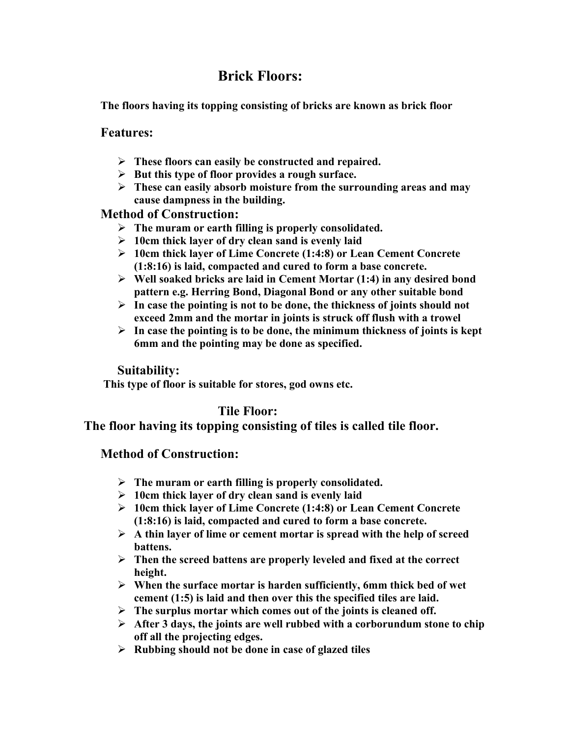# Brick Floors:

**The floors having its topping consisting of bricks are known as brick floor**

## Features:

- **These floors can easily be constructed and repaired.**
- **But this type of floor provides a rough surface.**
- **These can easily absorb moisture from the surrounding areas and may cause dampness in the building.**

## Method of Construction:

- **The muram or earth filling is properly consolidated.**
- **10cm thick layer of dry clean sand is evenly laid**
- **10cm thick layer of Lime Concrete (1:4:8) or Lean Cement Concrete (1:8:16) is laid, compacted and cured to form a base concrete.**
- **Well soaked bricks are laid in Cement Mortar (1:4) in any desired bond pattern e.g. Herring Bond, Diagonal Bond or any other suitable bond**
- **In case the pointing is not to be done, the thickness of joints should not exceed 2mm and the mortar in joints is struck off flush with a trowel**
- **In case the pointing is to be done, the minimum thickness of joints is kept 6mm and the pointing may be done as specified.**

## Suitability:

**This type of floor is suitable for stores, god owns etc.**

# Tile Floor:

**The floor having its topping consisting of tiles is called tile floor.**

## Method of Construction:

- **The muram or earth filling is properly consolidated.**
- **10cm thick layer of dry clean sand is evenly laid**
- **10cm thick layer of Lime Concrete (1:4:8) or Lean Cement Concrete (1:8:16) is laid, compacted and cured to form a base concrete.**
- **A thin layer of lime or cement mortar is spread with the help of screed battens.**
- **Then the screed battens are properly leveled and fixed at the correct height.**
- **When the surface mortar is harden sufficiently, 6mm thick bed of wet cement (1:5) is laid and then over this the specified tiles are laid.**
- **The surplus mortar which comes out of the joints is cleaned off.**
- **After 3 days, the joints are well rubbed with a corborundum stone to chip off all the projecting edges.**
- **Rubbing should not be done in case of glazed tiles**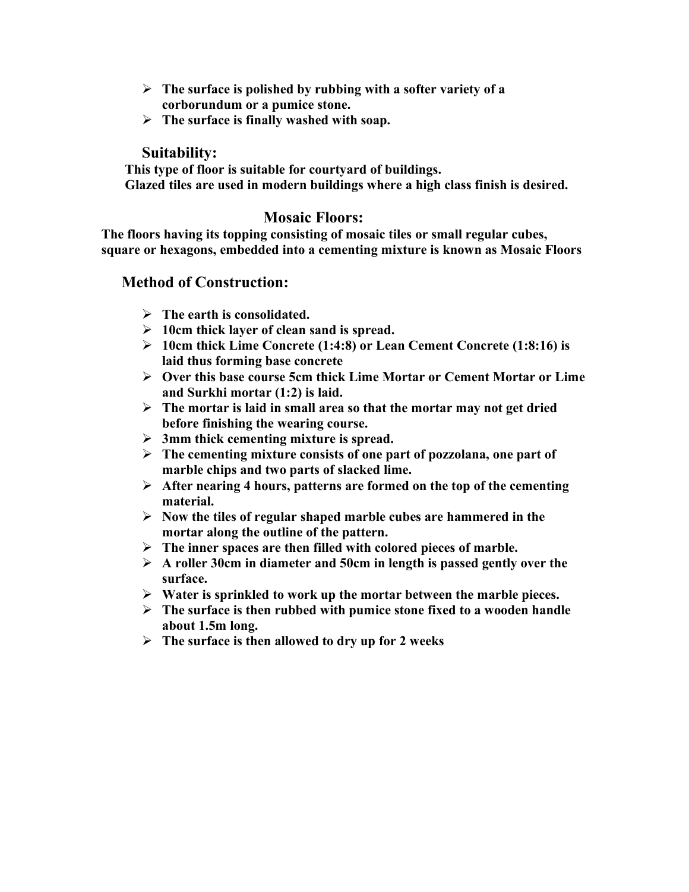- **The surface is polished by rubbing with a softer variety of a corborundum or a pumice stone.**
- **The surface is finally washed with soap.**

### Suitability:

**This type of floor is suitable for courtyard of buildings.**
**Glazed tiles are used in modern buildings where a high class finish is desired.**

## Mosaic Floors:

**The floors having its topping consisting of mosaic tiles or small regular cubes, square or hexagons, embedded into a cementing mixture is known as Mosaic Floors**

### Method of Construction:

- **The earth is consolidated.**
- **10cm thick layer of clean sand is spread.**
- **10cm thick Lime Concrete (1:4:8) or Lean Cement Concrete (1:8:16) is laid thus forming base concrete**
- **Over this base course 5cm thick Lime Mortar or Cement Mortar or Lime and Surkhi mortar (1:2) is laid.**
- **The mortar is laid in small area so that the mortar may not get dried before finishing the wearing course.**
- **3mm thick cementing mixture is spread.**
- **The cementing mixture consists of one part of pozzolana, one part of marble chips and two parts of slacked lime.**
- **After nearing 4 hours, patterns are formed on the top of the cementing material.**
- **Now the tiles of regular shaped marble cubes are hammered in the mortar along the outline of the pattern.**
- **The inner spaces are then filled with colored pieces of marble.**
- **A roller 30cm in diameter and 50cm in length is passed gently over the surface.**
- **Water is sprinkled to work up the mortar between the marble pieces.**
- **The surface is then rubbed with pumice stone fixed to a wooden handle about 1.5m long.**
- **The surface is then allowed to dry up for 2 weeks**